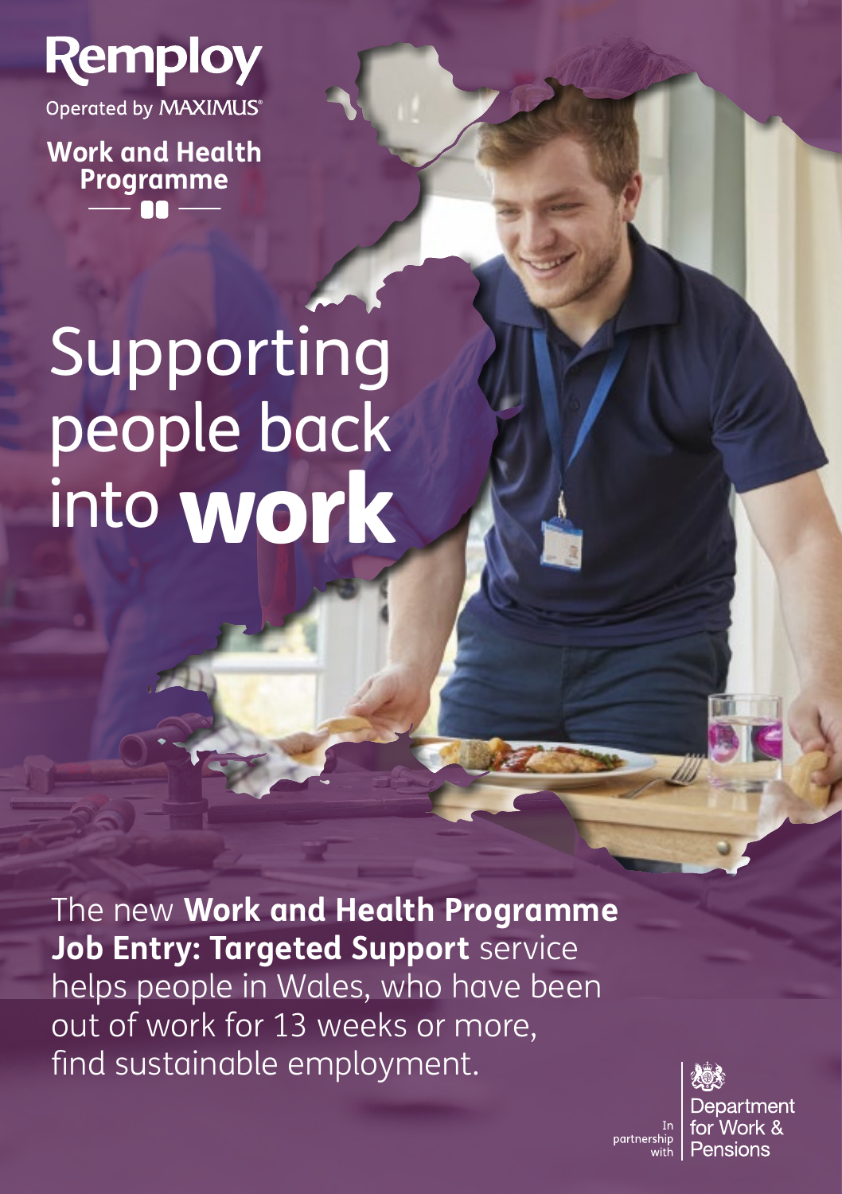**Remploy**

Operated by MAXIMUS®

**Work and Health Programme**

# Supporting people back into **work**

The new **Work and Health Programme Job Entry: Targeted Support** service helps people in Wales, who have been out of work for 13 weeks or more, find sustainable employment.

In partnership with Department for Work & Pensions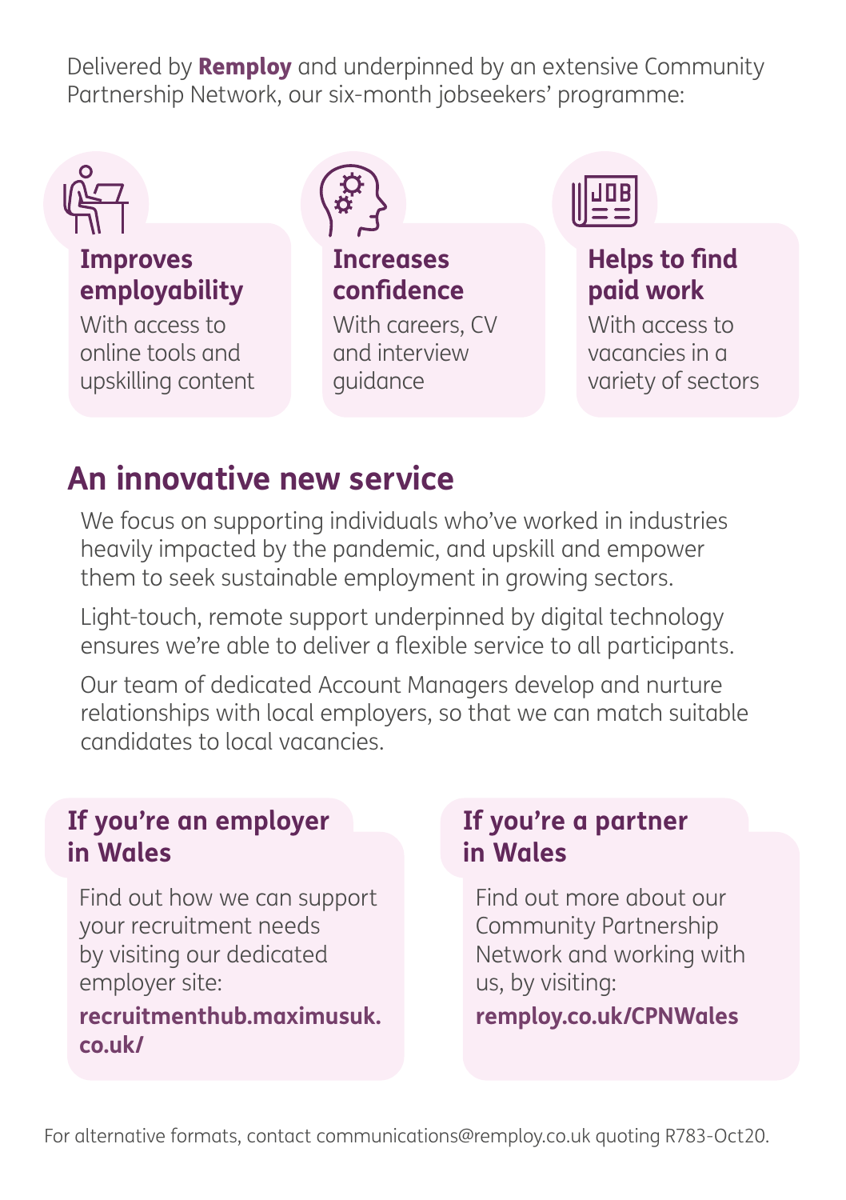Delivered by **Remploy** and underpinned by an extensive Community Partnership Network, our six-month jobseekers' programme:

**Improves employability**

With access to online tools and upskilling content

**Increases confidence**

With careers, CV and interview guidance

**Helps to find paid work**

With access to vacancies in a variety of sectors

## An innovative new service

We focus on supporting individuals who've worked in industries heavily impacted by the pandemic, and upskill and empower them to seek sustainable employment in growing sectors.

Light-touch, remote support underpinned by digital technology ensures we're able to deliver a flexible service to all participants.

Our team of dedicated Account Managers develop and nurture relationships with local employers, so that we can match suitable candidates to local vacancies.

### If you're an employer in Wales

Find out how we can support your recruitment needs by visiting our dedicated employer site:

**recruitmenthub.maximusuk.co.uk/**

### If you're a partner in Wales

Find out more about our Community Partnership Network and working with us, by visiting:

**remploy.co.uk/CPNWales**

For alternative formats, contact communications@remploy.co.uk quoting R783-Oct20.